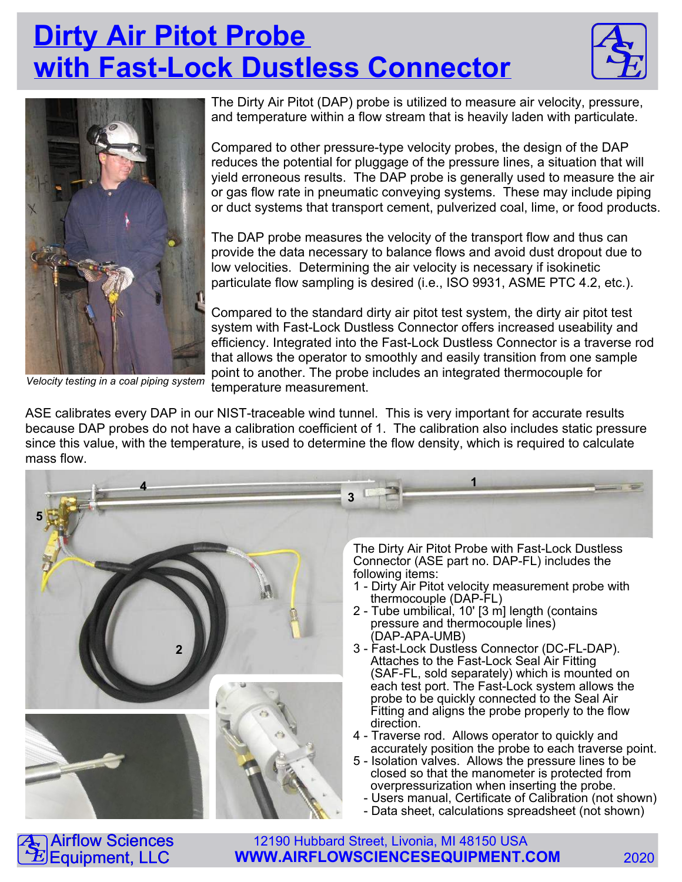# Dirty Air Pitot Probe with Fast-Lock Dustless Connector

The Dirty Air Pitot (DAP) probe is utilized to measure air velocity, pressure, and temperature within a flow stream that is heavily laden with particulate.

Compared to other pressure-type velocity probes, the design of the DAP reduces the potential for pluggage of the pressure lines, a situation that will yield erroneous results. The DAP probe is generally used to measure the air or gas flow rate in pneumatic conveying systems. These may include piping or duct systems that transport cement, pulverized coal, lime, or food products.

The DAP probe measures the velocity of the transport flow and thus can provide the data necessary to balance flows and avoid dust dropout due to low velocities. Determining the air velocity is necessary if isokinetic particulate flow sampling is desired (i.e., ISO 9931, ASME PTC 4.2, etc.).

Compared to the standard dirty air pitot test system, the dirty air pitot test system with Fast-Lock Dustless Connector offers increased useability and efficiency. Integrated into the Fast-Lock Dustless Connector is a traverse rod that allows the operator to smoothly and easily transition from one sample point to another. The probe includes an integrated thermocouple for temperature measurement.

*Velocity testing in a coal piping system*

ASE calibrates every DAP in our NIST-traceable wind tunnel. This is very important for accurate results because DAP probes do not have a calibration coefficient of 1. The calibration also includes static pressure since this value, with the temperature, is used to determine the flow density, which is required to calculate mass flow.

The Dirty Air Pitot Probe with Fast-Lock Dustless Connector (ASE part no. DAP-FL) includes the following items:

1 - Dirty Air Pitot velocity measurement probe with thermocouple (DAP-FL)
2 - Tube umbilical, 10' [3 m] length (contains pressure and thermocouple lines) (DAP-APA-UMB)
3 - Fast-Lock Dustless Connector (DC-FL-DAP). Attaches to the Fast-Lock Seal Air Fitting (SAF-FL, sold separately) which is mounted on each test port. The Fast-Lock system allows the probe to be quickly connected to the Seal Air Fitting and aligns the probe properly to the flow direction.
4 - Traverse rod. Allows operator to quickly and accurately position the probe to each traverse point.
5 - Isolation valves. Allows the pressure lines to be closed so that the manometer is protected from overpressurization when inserting the probe.
- Users manual, Certificate of Calibration (not shown)
- Data sheet, calculations spreadsheet (not shown)

Airflow Sciences Equipment, LLC
12190 Hubbard Street, Livonia, MI 48150 USA
WWW.AIRFLOWSCIENCESEQUIPMENT.COM
2020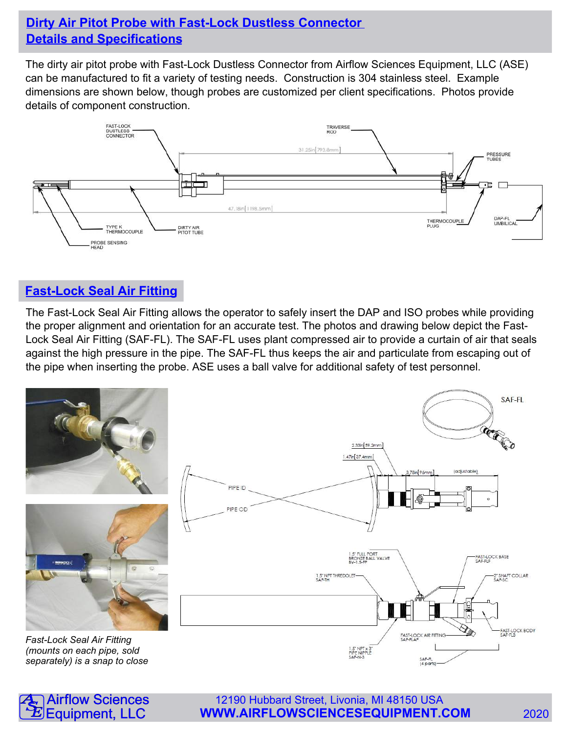## Dirty Air Pitot Probe with Fast-Lock Dustless Connector Details and Specifications

The dirty air pitot probe with Fast-Lock Dustless Connector from Airflow Sciences Equipment, LLC (ASE) can be manufactured to fit a variety of testing needs. Construction is 304 stainless steel. Example dimensions are shown below, though probes are customized per client specifications. Photos provide details of component construction.

FAST-LOCK DUSTLESS CONNECTOR
TRAVERSE ROD
31.25in [793.8mm]
PRESSURE TUBES
47.18in [1198.5mm]
TYPE K THERMOCOUPLE
DIRTY AIR PITOT TUBE
PROBE SENSING HEAD
THERMOCOUPLE PLUG
DAP-FL UMBILICAL

## Fast-Lock Seal Air Fitting

The Fast-Lock Seal Air Fitting allows the operator to safely insert the DAP and ISO probes while providing the proper alignment and orientation for an accurate test. The photos and drawing below depict the Fast-Lock Seal Air Fitting (SAF-FL). The SAF-FL uses plant compressed air to provide a curtain of air that seals against the high pressure in the pipe. The SAF-FL thus keeps the air and particulate from escaping out of the pipe when inserting the probe. ASE uses a ball valve for additional safety of test personnel.

SAF-FL
2.33in [59.2mm]
1.47in [37.4mm]
3.78in [96mm]
(adjustable)
PIPE ID
PIPE OD
1.5" FULL PORT BRONZE BALL VALVE BV-1.5-FP
1.5" NPT THREDOLET SAF-TH
FAST-LOCK BASE SAF-FLF
2" SHAFT COLLAR SAF-SC
FAST-LOCK BODY SAF-FLB
FAST-LOCK AIR FITTING SAF-FLAF
1.5" NPT x 3" PIPE NIPPLE SAF-N-3
SAF-FL (4 parts)

*Fast-Lock Seal Air Fitting (mounts on each pipe, sold separately) is a snap to close*